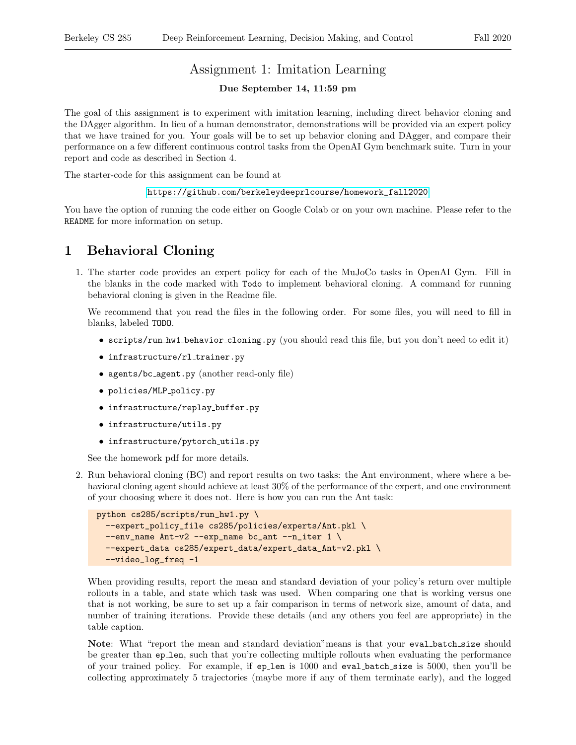# Assignment 1: Imitation Learning

**Due September 14, 11:59 pm**

The goal of this assignment is to experiment with imitation learning, including direct behavior cloning and the DAgger algorithm. In lieu of a human demonstrator, demonstrations will be provided via an expert policy that we have trained for you. Your goals will be to set up behavior cloning and DAgger, and compare their performance on a few different continuous control tasks from the OpenAI Gym benchmark suite. Turn in your report and code as described in Section 4.

The starter-code for this assignment can be found at

https://github.com/berkeleydeeprlcourse/homework_fall2020

You have the option of running the code either on Google Colab or on your own machine. Please refer to the `README` for more information on setup.

## 1 Behavioral Cloning

1. The starter code provides an expert policy for each of the MuJoCo tasks in OpenAI Gym. Fill in the blanks in the code marked with `Todo` to implement behavioral cloning. A command for running behavioral cloning is given in the Readme file.

   We recommend that you read the files in the following order. For some files, you will need to fill in blanks, labeled `TODO`.

   - `scripts/run_hw1_behavior_cloning.py` (you should read this file, but you don't need to edit it)
   - `infrastructure/rl_trainer.py`
   - `agents/bc_agent.py` (another read-only file)
   - `policies/MLP_policy.py`
   - `infrastructure/replay_buffer.py`
   - `infrastructure/utils.py`
   - `infrastructure/pytorch_utils.py`

   See the homework pdf for more details.

2. Run behavioral cloning (BC) and report results on two tasks: the Ant environment, where where a behavioral cloning agent should achieve at least 30% of the performance of the expert, and one environment of your choosing where it does not. Here is how you can run the Ant task:

   ```
   python cs285/scripts/run_hw1.py \
     --expert_policy_file cs285/policies/experts/Ant.pkl \
     --env_name Ant-v2 --exp_name bc_ant --n_iter 1 \
     --expert_data cs285/expert_data/expert_data_Ant-v2.pkl \
     --video_log_freq -1
   ```

   When providing results, report the mean and standard deviation of your policy's return over multiple rollouts in a table, and state which task was used. When comparing one that is working versus one that is not working, be sure to set up a fair comparison in terms of network size, amount of data, and number of training iterations. Provide these details (and any others you feel are appropriate) in the table caption.

   **Note**: What "report the mean and standard deviation"means is that your `eval_batch_size` should be greater than `ep_len`, such that you're collecting multiple rollouts when evaluating the performance of your trained policy. For example, if `ep_len` is 1000 and `eval_batch_size` is 5000, then you'll be collecting approximately 5 trajectories (maybe more if any of them terminate early), and the logged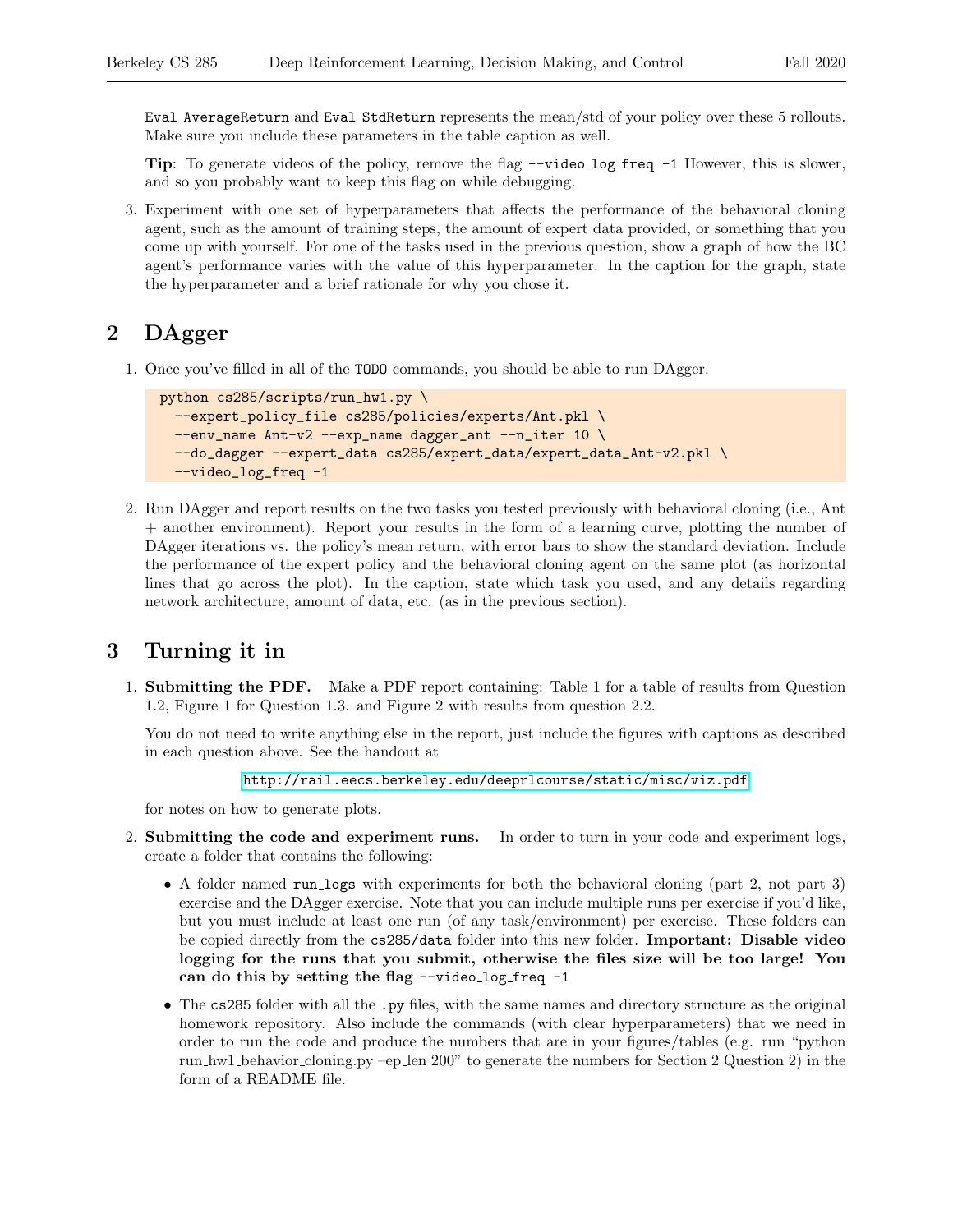Eval_AverageReturn and Eval_StdReturn represents the mean/std of your policy over these 5 rollouts. Make sure you include these parameters in the table caption as well.

**Tip**: To generate videos of the policy, remove the flag `--video_log_freq -1` However, this is slower, and so you probably want to keep this flag on while debugging.

3. Experiment with one set of hyperparameters that affects the performance of the behavioral cloning agent, such as the amount of training steps, the amount of expert data provided, or something that you come up with yourself. For one of the tasks used in the previous question, show a graph of how the BC agent's performance varies with the value of this hyperparameter. In the caption for the graph, state the hyperparameter and a brief rationale for why you chose it.

## 2 DAgger

1. Once you've filled in all of the TODO commands, you should be able to run DAgger.

```
python cs285/scripts/run_hw1.py \
  --expert_policy_file cs285/policies/experts/Ant.pkl \
  --env_name Ant-v2 --exp_name dagger_ant --n_iter 10 \
  --do_dagger --expert_data cs285/expert_data/expert_data_Ant-v2.pkl \
  --video_log_freq -1
```

2. Run DAgger and report results on the two tasks you tested previously with behavioral cloning (i.e., Ant + another environment). Report your results in the form of a learning curve, plotting the number of DAgger iterations vs. the policy's mean return, with error bars to show the standard deviation. Include the performance of the expert policy and the behavioral cloning agent on the same plot (as horizontal lines that go across the plot). In the caption, state which task you used, and any details regarding network architecture, amount of data, etc. (as in the previous section).

## 3 Turning it in

1. **Submitting the PDF.** Make a PDF report containing: Table 1 for a table of results from Question 1.2, Figure 1 for Question 1.3. and Figure 2 with results from question 2.2.

   You do not need to write anything else in the report, just include the figures with captions as described in each question above. See the handout at

   http://rail.eecs.berkeley.edu/deeprlcourse/static/misc/viz.pdf

   for notes on how to generate plots.

2. **Submitting the code and experiment runs.** In order to turn in your code and experiment logs, create a folder that contains the following:

   - A folder named run_logs with experiments for both the behavioral cloning (part 2, not part 3) exercise and the DAgger exercise. Note that you can include multiple runs per exercise if you'd like, but you must include at least one run (of any task/environment) per exercise. These folders can be copied directly from the cs285/data folder into this new folder. **Important: Disable video logging for the runs that you submit, otherwise the files size will be too large! You can do this by setting the flag `--video_log_freq -1`**

   - The cs285 folder with all the .py files, with the same names and directory structure as the original homework repository. Also include the commands (with clear hyperparameters) that we need in order to run the code and produce the numbers that are in your figures/tables (e.g. run "python run_hw1_behavior_cloning.py –ep_len 200" to generate the numbers for Section 2 Question 2) in the form of a README file.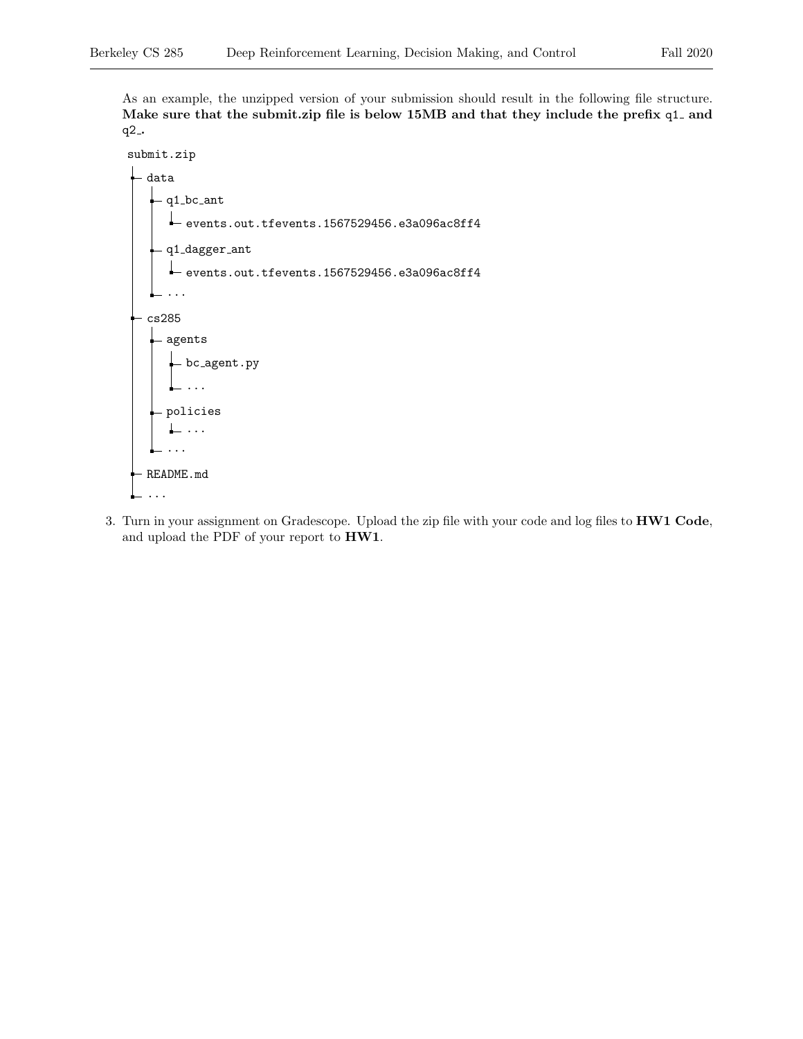As an example, the unzipped version of your submission should result in the following file structure. **Make sure that the submit.zip file is below 15MB and that they include the prefix `q1_` and `q2_`.**

```
submit.zip
├─ data
│  ├─ q1_bc_ant
│  │  └─ events.out.tfevents.1567529456.e3a096ac8ff4
│  ├─ q1_dagger_ant
│  │  └─ events.out.tfevents.1567529456.e3a096ac8ff4
│  └─ ...
├─ cs285
│  ├─ agents
│  │  ├─ bc_agent.py
│  │  └─ ...
│  ├─ policies
│  │  └─ ...
│  └─ ...
├─ README.md
└─ ...
```

3. Turn in your assignment on Gradescope. Upload the zip file with your code and log files to **HW1 Code**, and upload the PDF of your report to **HW1**.